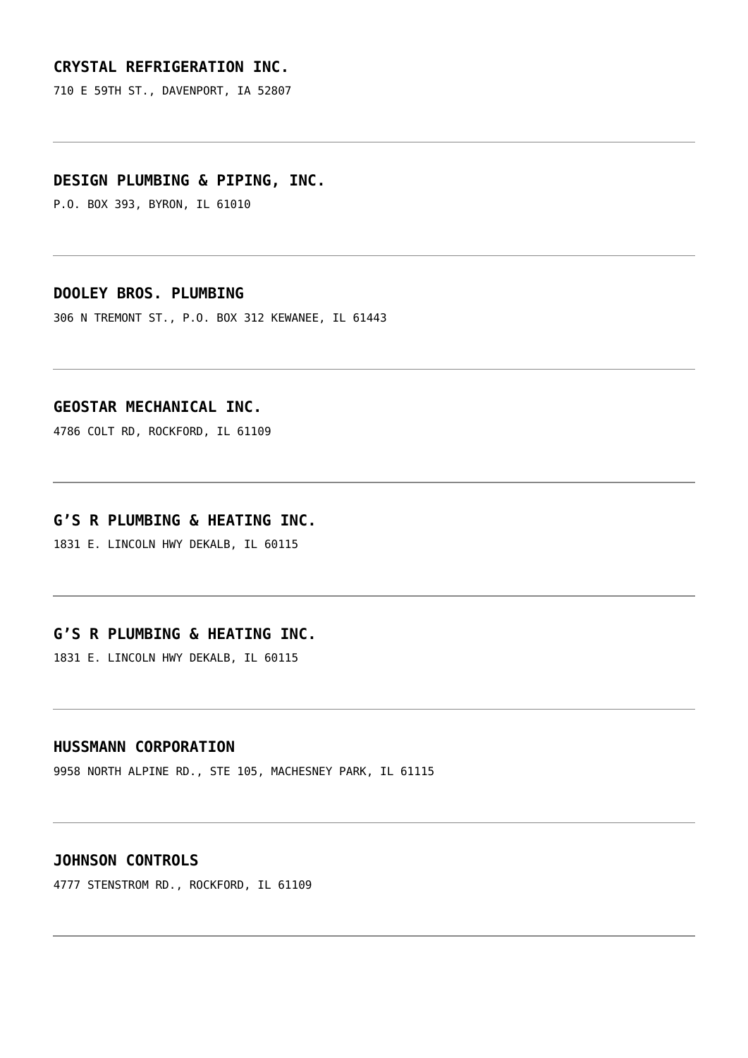**CRYSTAL REFRIGERATION INC.**

710 E 59TH ST., DAVENPORT, IA 52807

---

**DESIGN PLUMBING & PIPING, INC.**

P.O. BOX 393, BYRON, IL 61010

---

**DOOLEY BROS. PLUMBING**

306 N TREMONT ST., P.O. BOX 312 KEWANEE, IL 61443

---

**GEOSTAR MECHANICAL INC.**

4786 COLT RD, ROCKFORD, IL 61109

---

**G'S R PLUMBING & HEATING INC.**

1831 E. LINCOLN HWY DEKALB, IL 60115

---

**G'S R PLUMBING & HEATING INC.**

1831 E. LINCOLN HWY DEKALB, IL 60115

---

**HUSSMANN CORPORATION**

9958 NORTH ALPINE RD., STE 105, MACHESNEY PARK, IL 61115

---

**JOHNSON CONTROLS**

4777 STENSTROM RD., ROCKFORD, IL 61109

---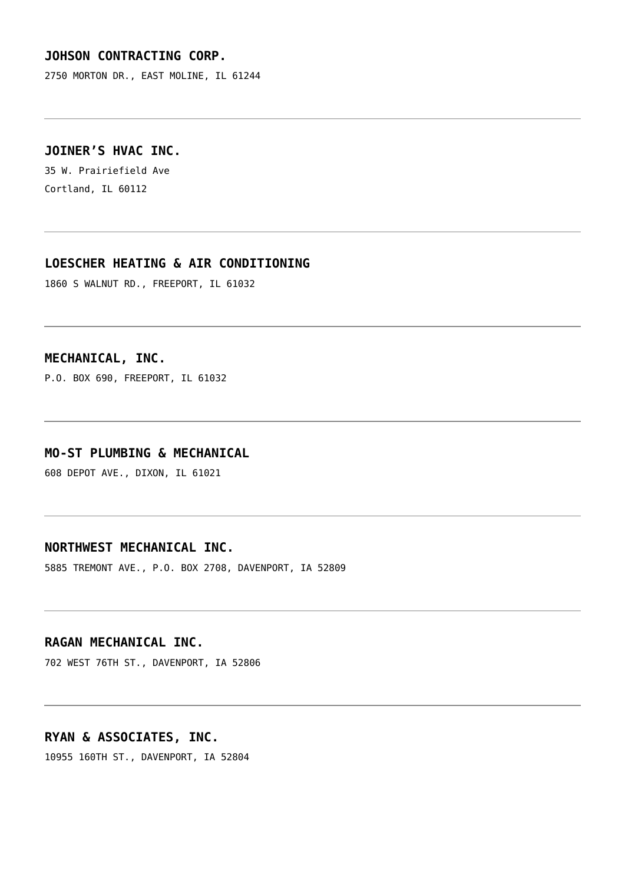**JOHSON CONTRACTING CORP.**

2750 MORTON DR., EAST MOLINE, IL 61244

---

**JOINER’S HVAC INC.**

35 W. Prairiefield Ave

Cortland, IL 60112

---

**LOESCHER HEATING & AIR CONDITIONING**

1860 S WALNUT RD., FREEPORT, IL 61032

---

**MECHANICAL, INC.**

P.O. BOX 690, FREEPORT, IL 61032

---

**MO-ST PLUMBING & MECHANICAL**

608 DEPOT AVE., DIXON, IL 61021

---

**NORTHWEST MECHANICAL INC.**

5885 TREMONT AVE., P.O. BOX 2708, DAVENPORT, IA 52809

---

**RAGAN MECHANICAL INC.**

702 WEST 76TH ST., DAVENPORT, IA 52806

---

**RYAN & ASSOCIATES, INC.**

10955 160TH ST., DAVENPORT, IA 52804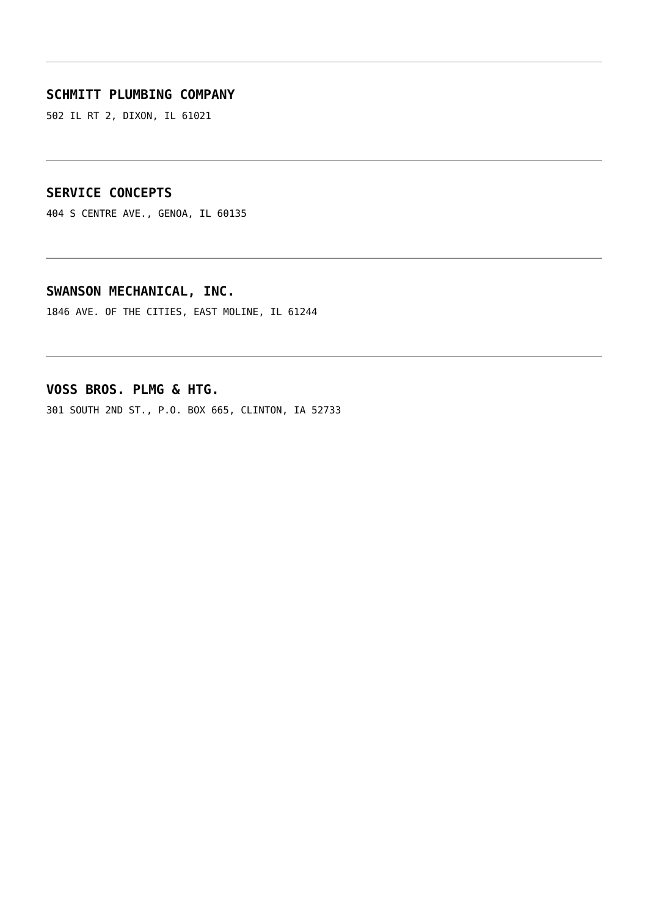---

**SCHMITT PLUMBING COMPANY**

502 IL RT 2, DIXON, IL 61021

---

**SERVICE CONCEPTS**

404 S CENTRE AVE., GENOA, IL 60135

---

**SWANSON MECHANICAL, INC.**

1846 AVE. OF THE CITIES, EAST MOLINE, IL 61244

---

**VOSS BROS. PLMG & HTG.**

301 SOUTH 2ND ST., P.O. BOX 665, CLINTON, IA 52733